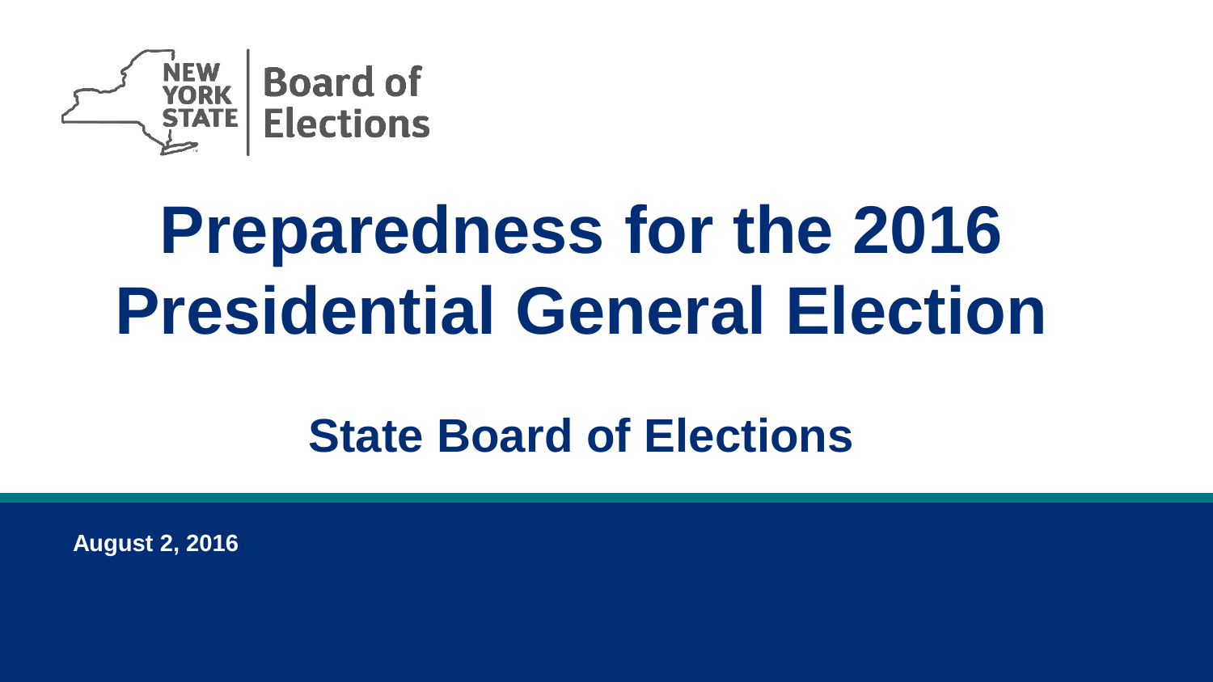NEW YORK STATE | Board of Elections

# Preparedness for the 2016 Presidential General Election

## State Board of Elections

**August 2, 2016**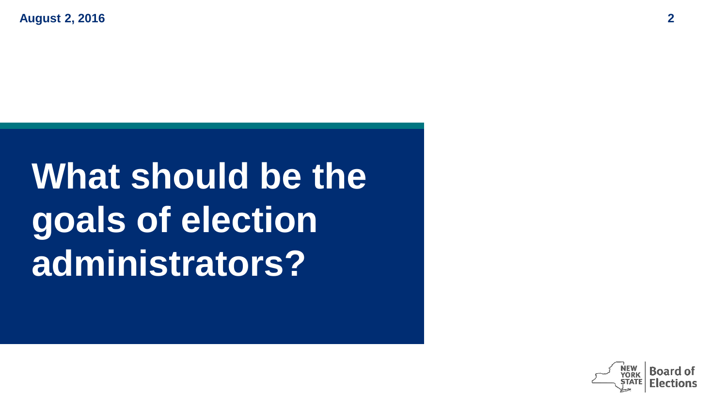# What should be the goals of election administrators?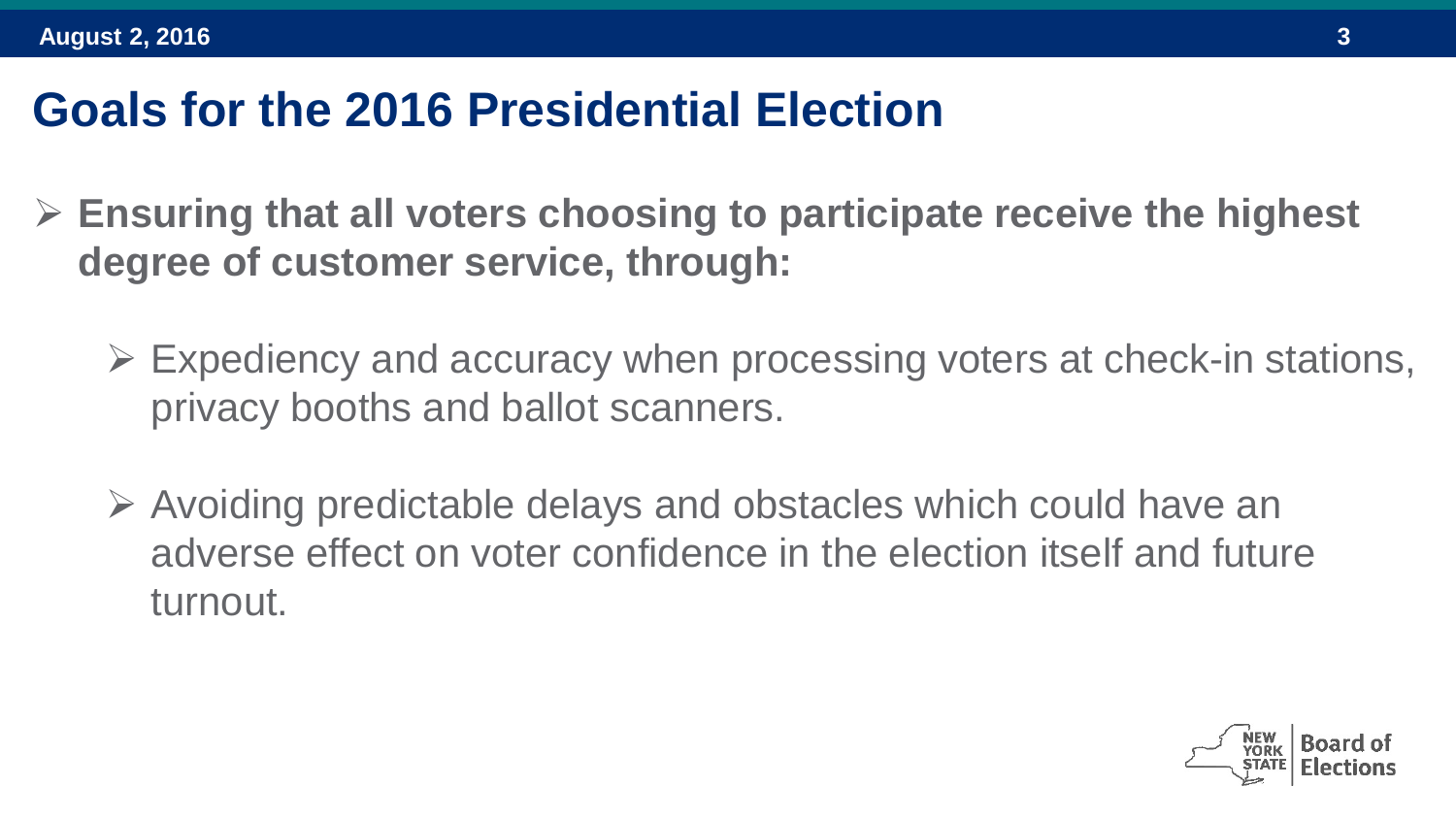# Goals for the 2016 Presidential Election

- **Ensuring that all voters choosing to participate receive the highest degree of customer service, through:**
  - Expediency and accuracy when processing voters at check-in stations, privacy booths and ballot scanners.
  - Avoiding predictable delays and obstacles which could have an adverse effect on voter confidence in the election itself and future turnout.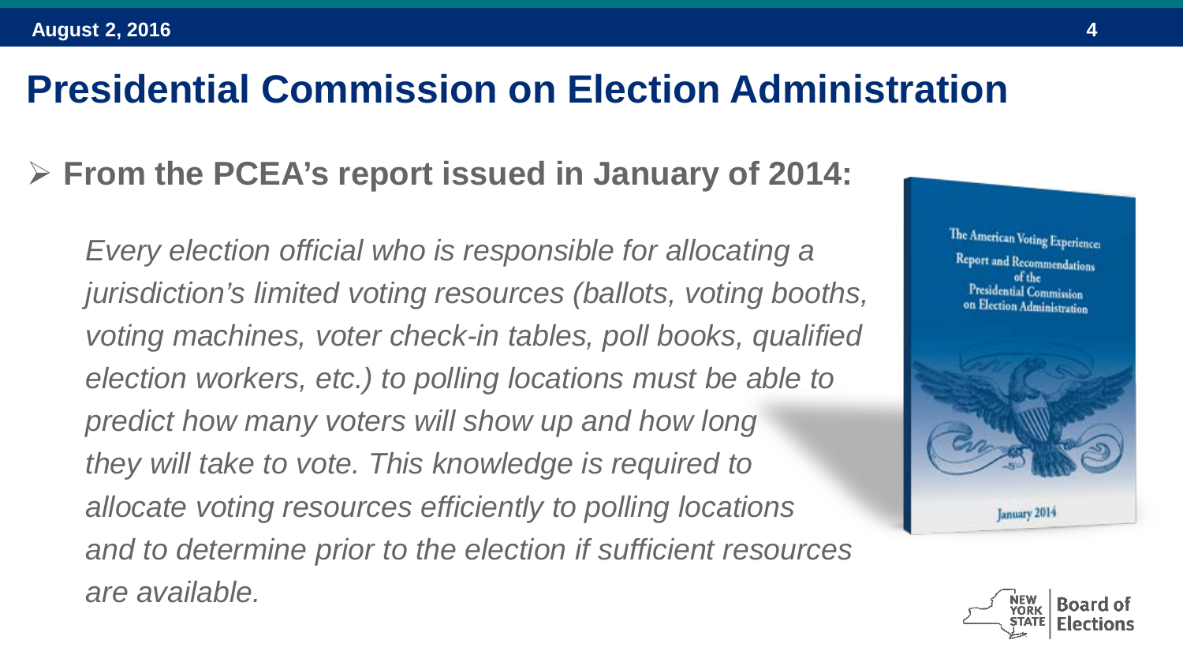# Presidential Commission on Election Administration

- **From the PCEA's report issued in January of 2014:**

*Every election official who is responsible for allocating a jurisdiction's limited voting resources (ballots, voting booths, voting machines, voter check-in tables, poll books, qualified election workers, etc.) to polling locations must be able to predict how many voters will show up and how long they will take to vote. This knowledge is required to allocate voting resources efficiently to polling locations and to determine prior to the election if sufficient resources are available.*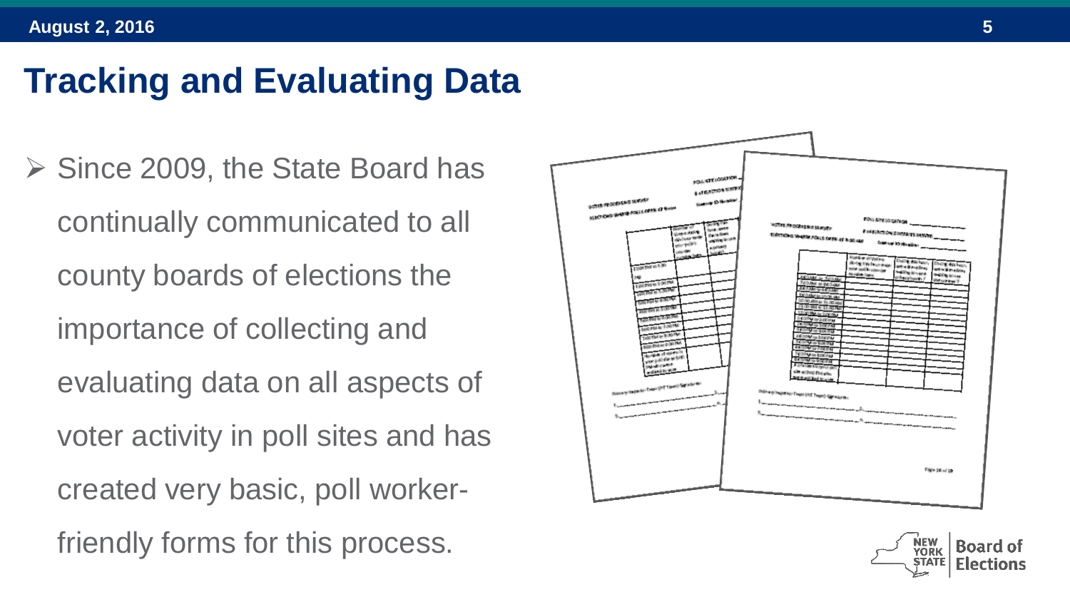# Tracking and Evaluating Data

- Since 2009, the State Board has continually communicated to all county boards of elections the importance of collecting and evaluating data on all aspects of voter activity in poll sites and has created very basic, poll worker-friendly forms for this process.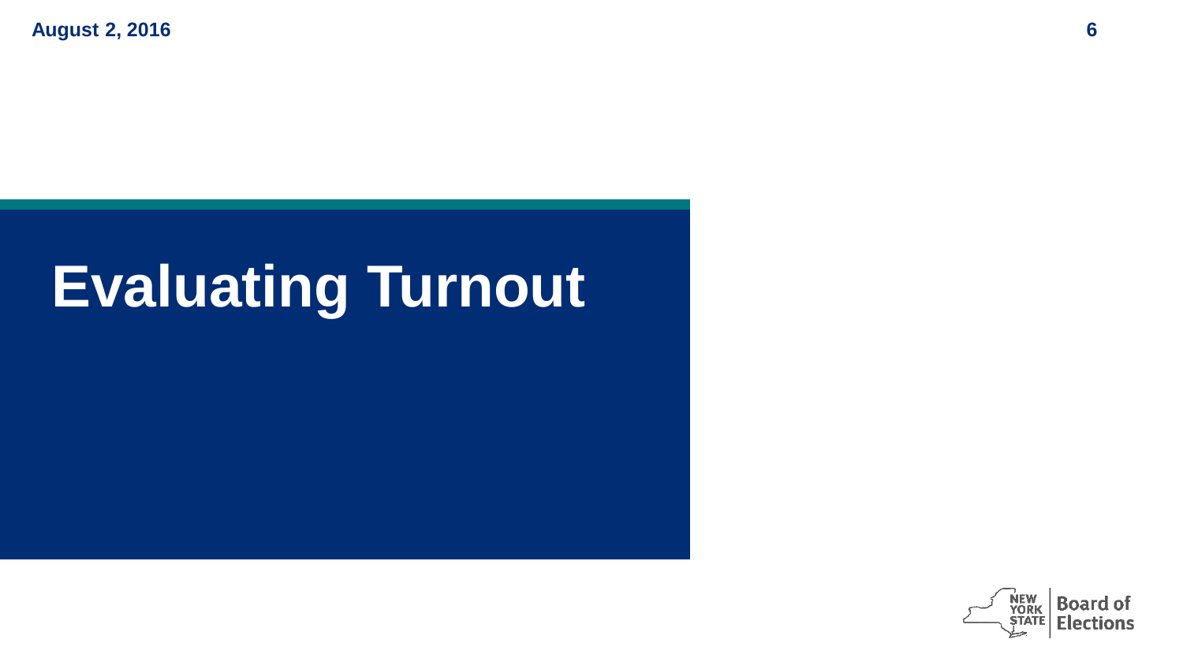# Evaluating Turnout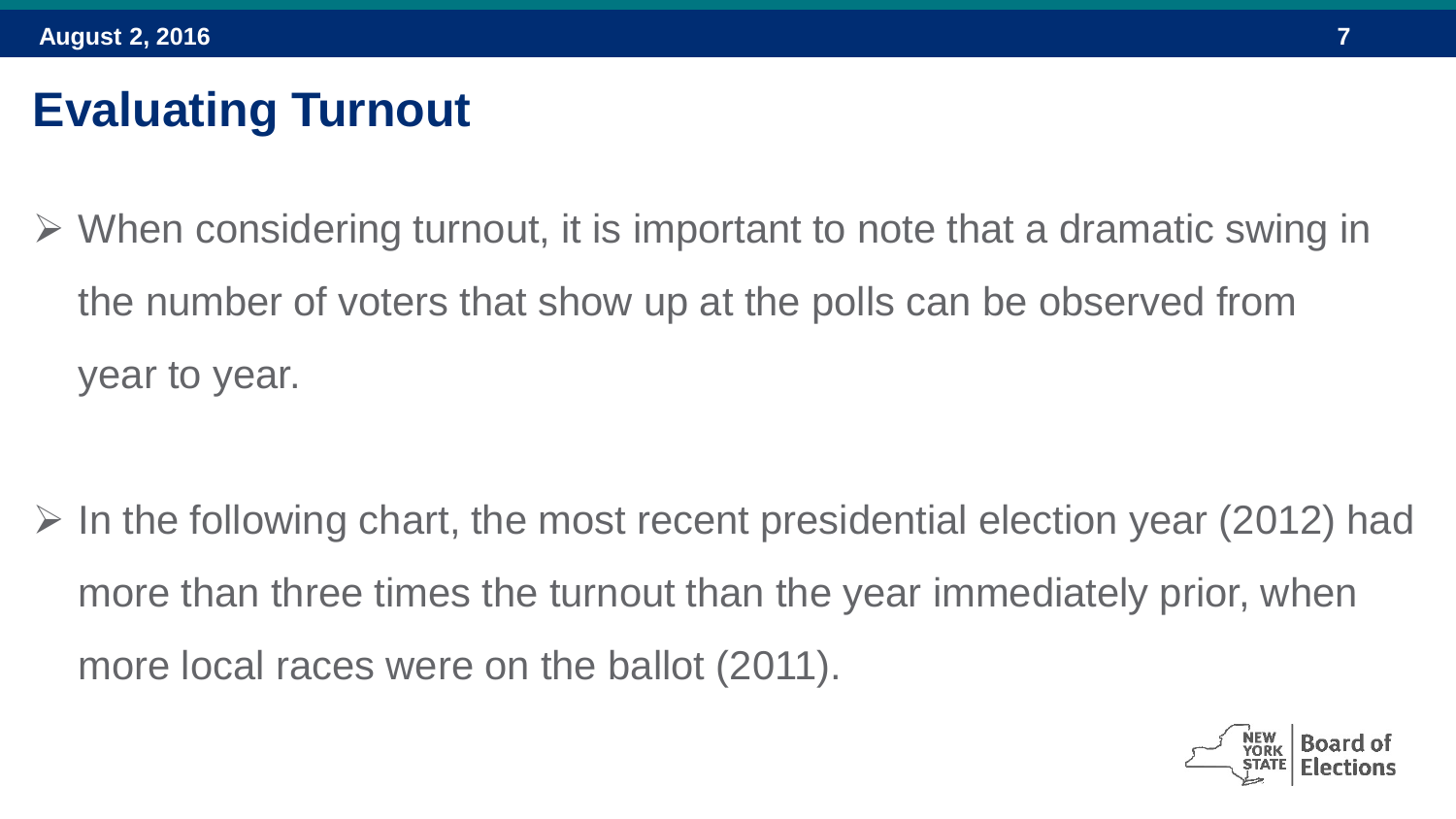# Evaluating Turnout

- When considering turnout, it is important to note that a dramatic swing in the number of voters that show up at the polls can be observed from year to year.

- In the following chart, the most recent presidential election year (2012) had more than three times the turnout than the year immediately prior, when more local races were on the ballot (2011).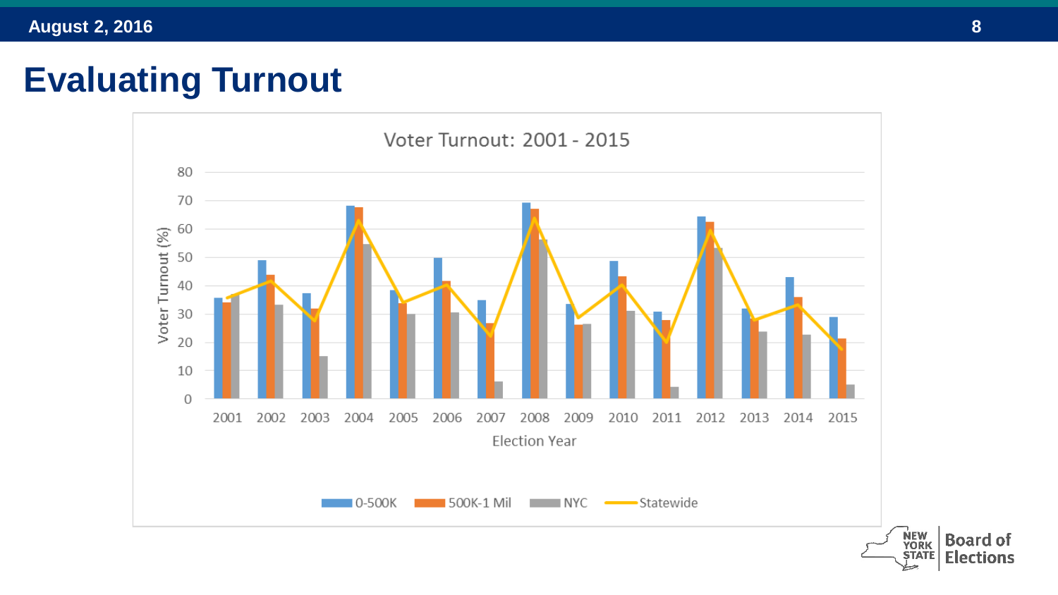# Evaluating Turnout

Voter Turnout: 2001 - 2015

Voter Turnout (%)

80
70
60
50
40
30
20
10
0

2001 2002 2003 2004 2005 2006 2007 2008 2009 2010 2011 2012 2013 2014 2015

Election Year

0-500K | 500K-1 Mil | NYC | Statewide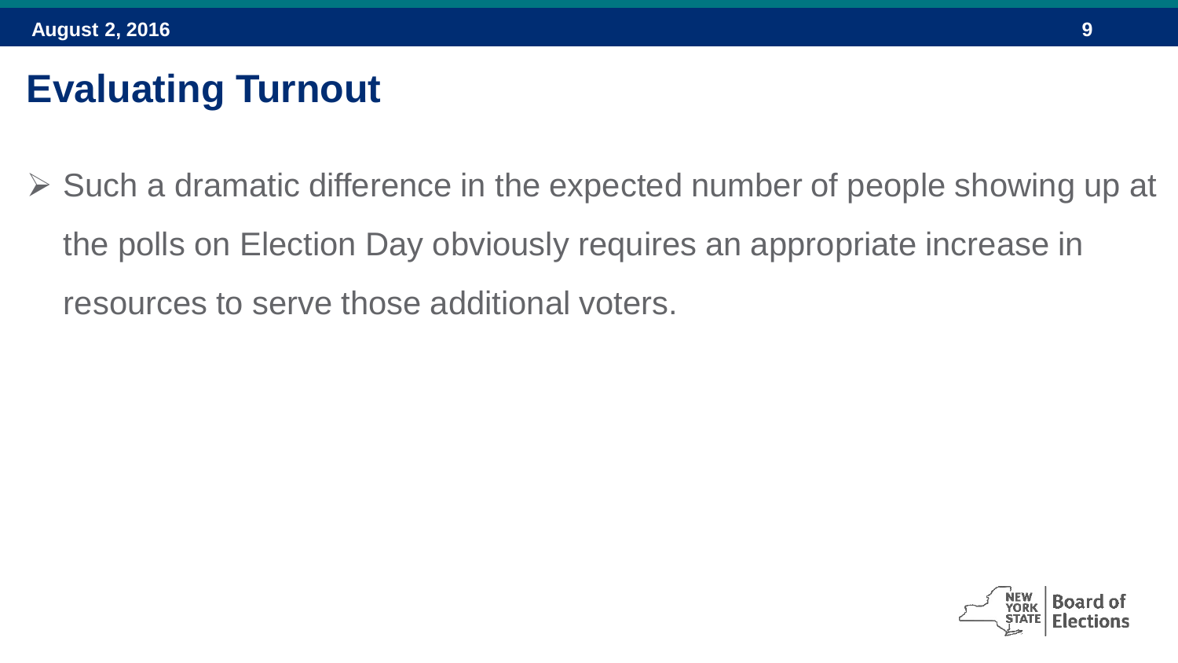# Evaluating Turnout

- Such a dramatic difference in the expected number of people showing up at the polls on Election Day obviously requires an appropriate increase in resources to serve those additional voters.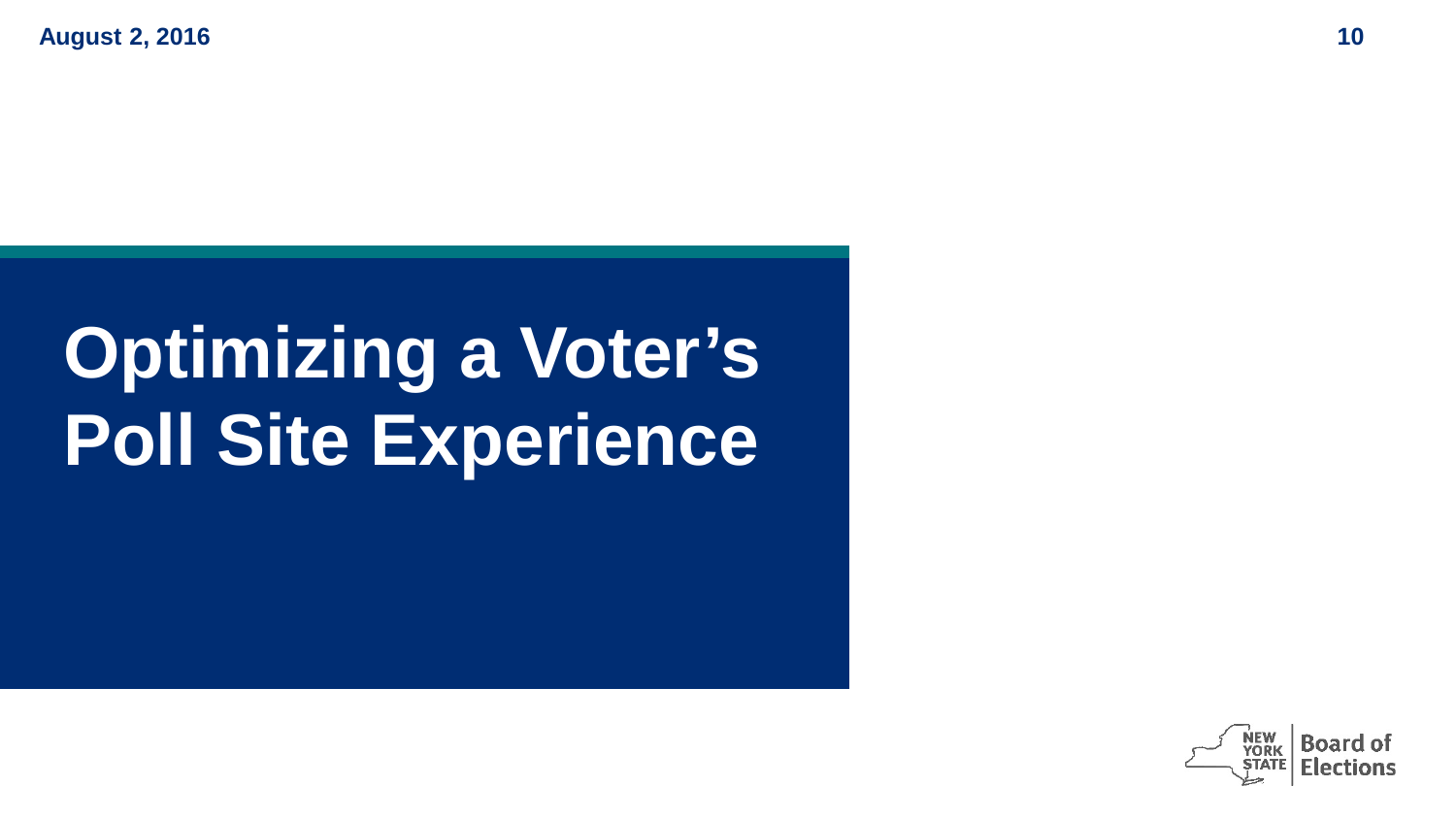# Optimizing a Voter's Poll Site Experience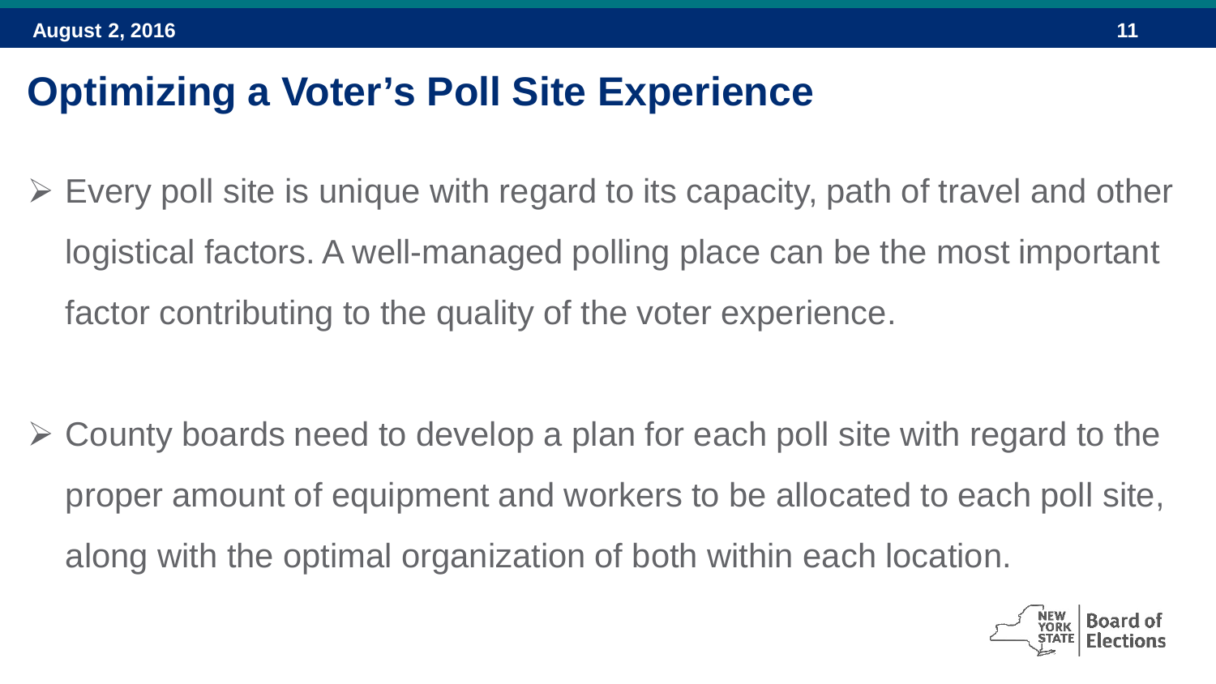# Optimizing a Voter's Poll Site Experience

- Every poll site is unique with regard to its capacity, path of travel and other logistical factors. A well-managed polling place can be the most important factor contributing to the quality of the voter experience.

- County boards need to develop a plan for each poll site with regard to the proper amount of equipment and workers to be allocated to each poll site, along with the optimal organization of both within each location.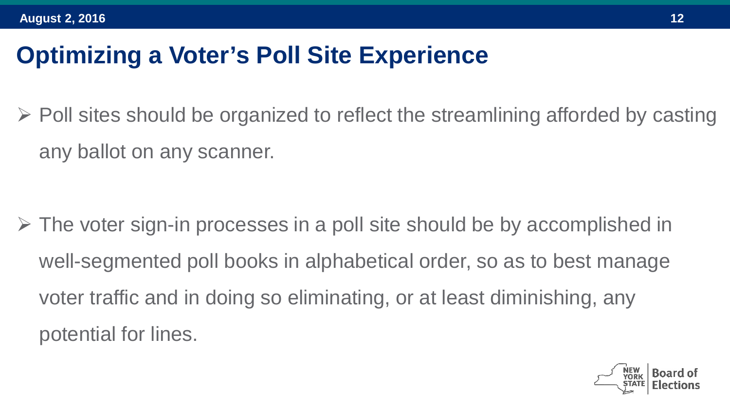# Optimizing a Voter's Poll Site Experience

- Poll sites should be organized to reflect the streamlining afforded by casting any ballot on any scanner.

- The voter sign-in processes in a poll site should be by accomplished in well-segmented poll books in alphabetical order, so as to best manage voter traffic and in doing so eliminating, or at least diminishing, any potential for lines.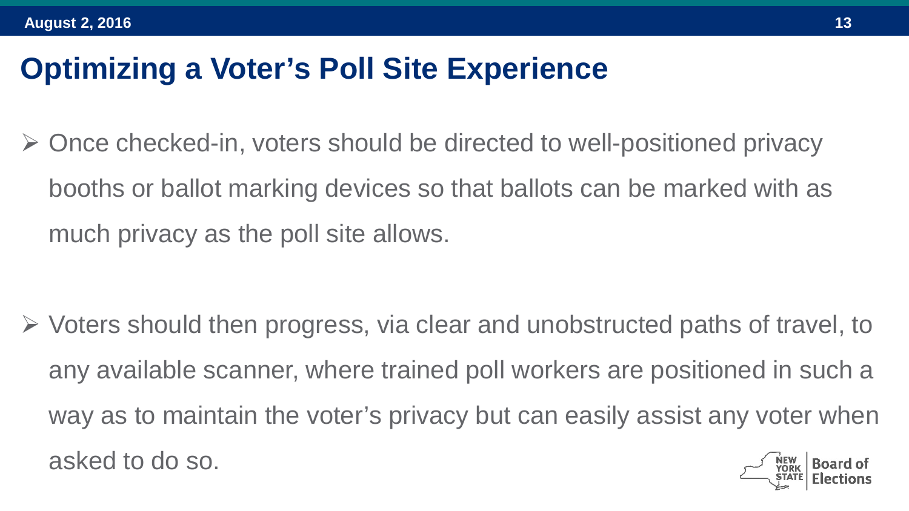# Optimizing a Voter's Poll Site Experience

- Once checked-in, voters should be directed to well-positioned privacy booths or ballot marking devices so that ballots can be marked with as much privacy as the poll site allows.

- Voters should then progress, via clear and unobstructed paths of travel, to any available scanner, where trained poll workers are positioned in such a way as to maintain the voter's privacy but can easily assist any voter when asked to do so.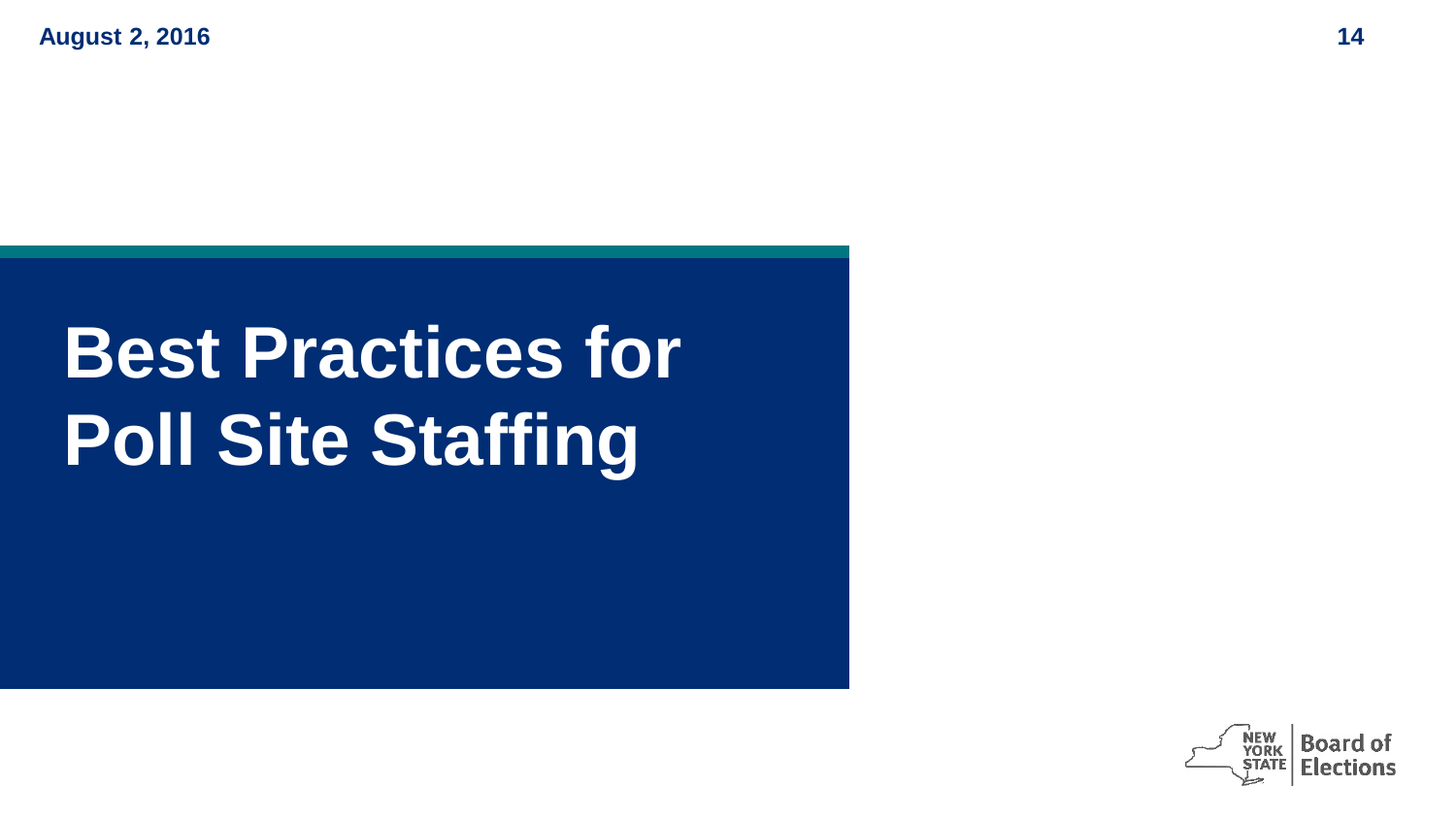# Best Practices for Poll Site Staffing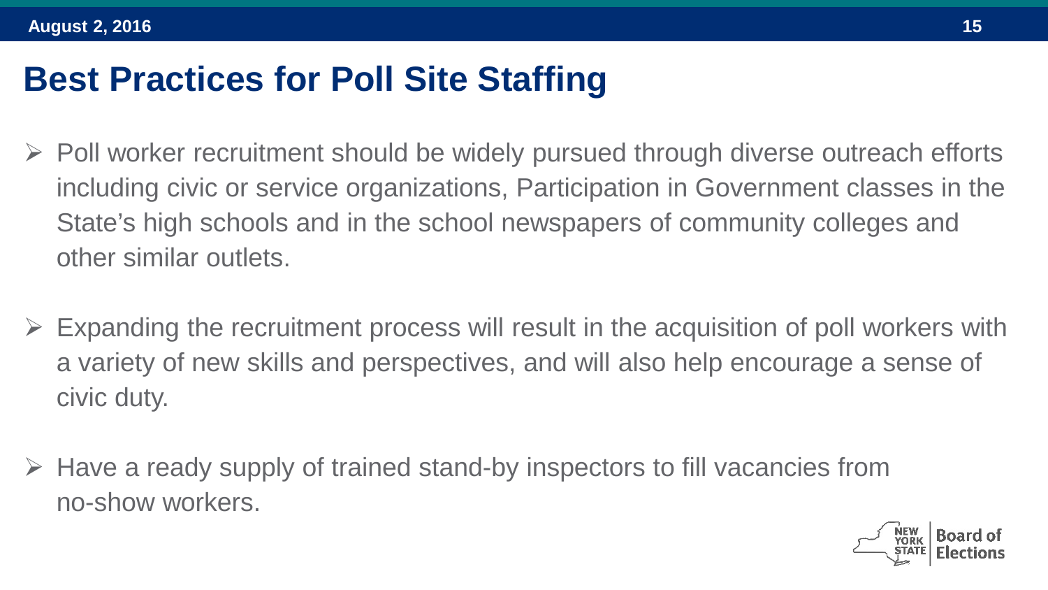# Best Practices for Poll Site Staffing

- Poll worker recruitment should be widely pursued through diverse outreach efforts including civic or service organizations, Participation in Government classes in the State's high schools and in the school newspapers of community colleges and other similar outlets.

- Expanding the recruitment process will result in the acquisition of poll workers with a variety of new skills and perspectives, and will also help encourage a sense of civic duty.

- Have a ready supply of trained stand-by inspectors to fill vacancies from no-show workers.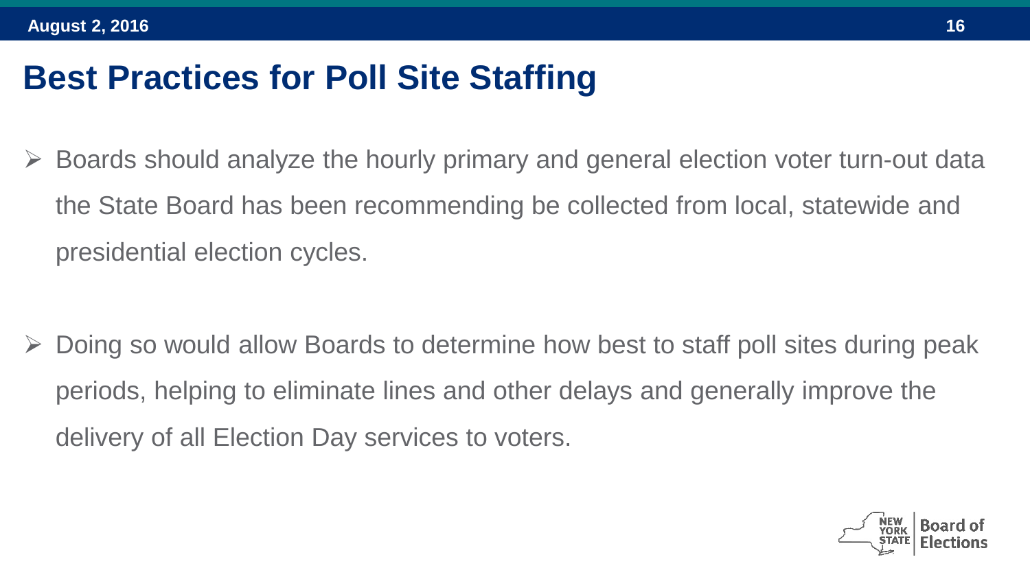# Best Practices for Poll Site Staffing

- Boards should analyze the hourly primary and general election voter turn-out data the State Board has been recommending be collected from local, statewide and presidential election cycles.

- Doing so would allow Boards to determine how best to staff poll sites during peak periods, helping to eliminate lines and other delays and generally improve the delivery of all Election Day services to voters.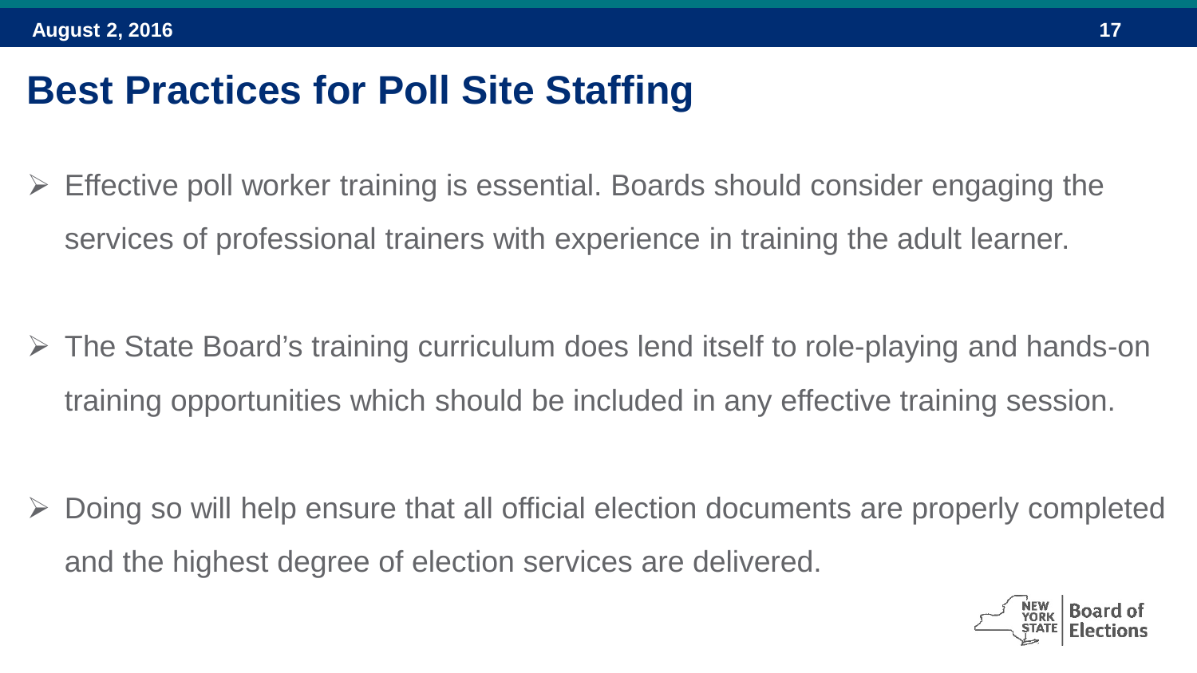# Best Practices for Poll Site Staffing

- Effective poll worker training is essential. Boards should consider engaging the services of professional trainers with experience in training the adult learner.

- The State Board's training curriculum does lend itself to role-playing and hands-on training opportunities which should be included in any effective training session.

- Doing so will help ensure that all official election documents are properly completed and the highest degree of election services are delivered.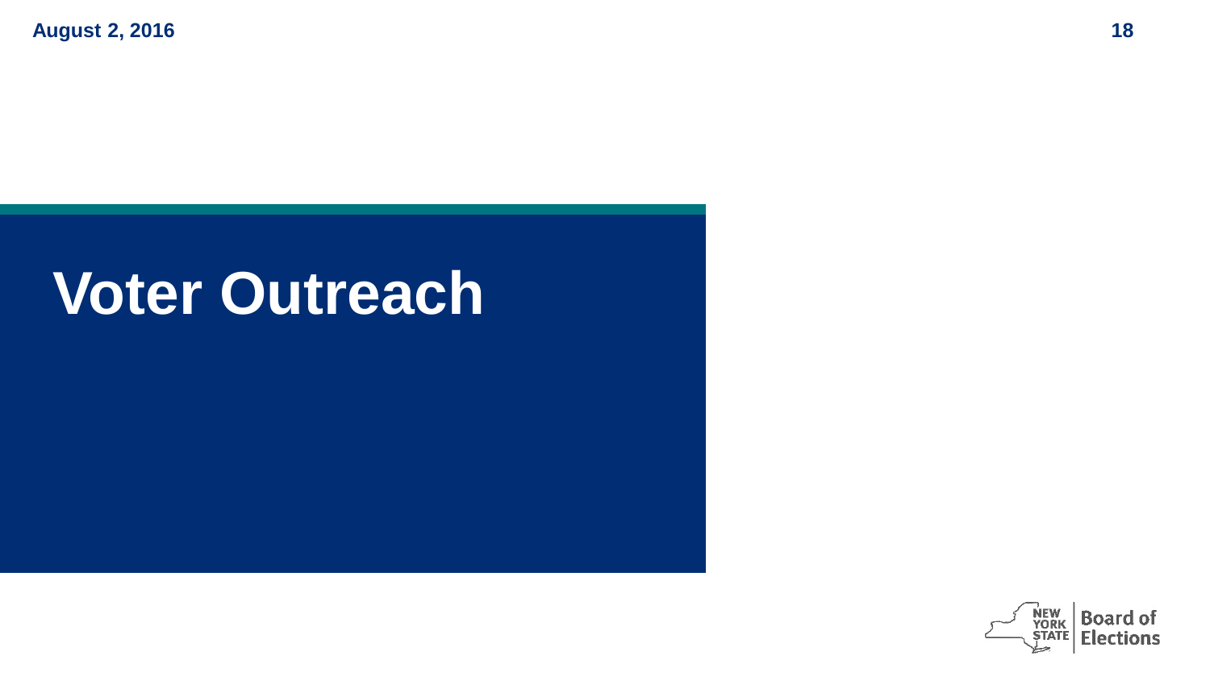# Voter Outreach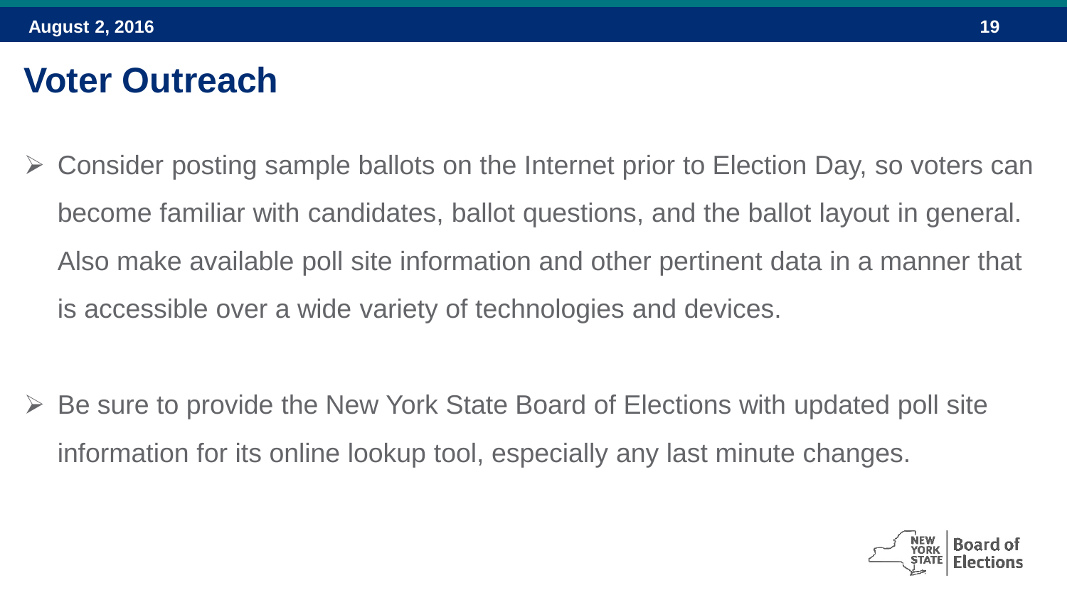# Voter Outreach

- Consider posting sample ballots on the Internet prior to Election Day, so voters can become familiar with candidates, ballot questions, and the ballot layout in general. Also make available poll site information and other pertinent data in a manner that is accessible over a wide variety of technologies and devices.

- Be sure to provide the New York State Board of Elections with updated poll site information for its online lookup tool, especially any last minute changes.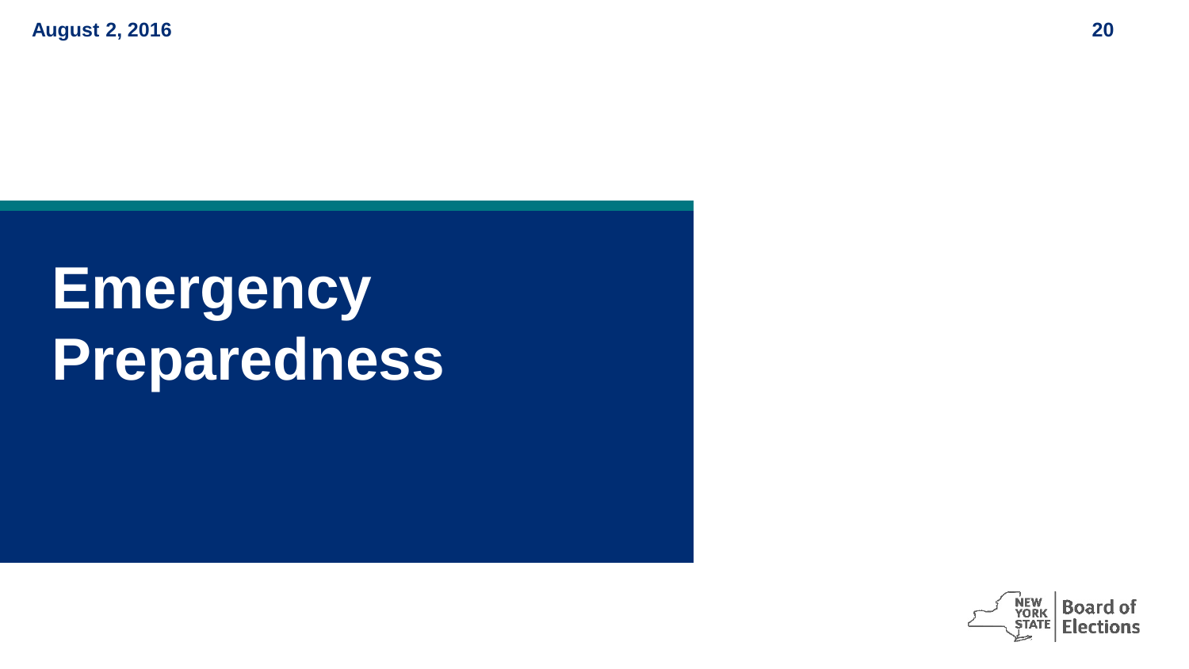# Emergency Preparedness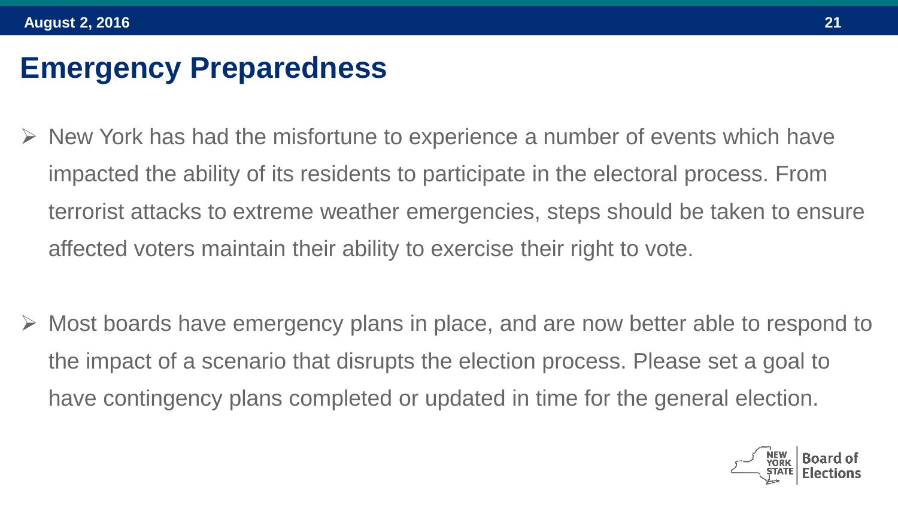# Emergency Preparedness

- New York has had the misfortune to experience a number of events which have impacted the ability of its residents to participate in the electoral process. From terrorist attacks to extreme weather emergencies, steps should be taken to ensure affected voters maintain their ability to exercise their right to vote.

- Most boards have emergency plans in place, and are now better able to respond to the impact of a scenario that disrupts the election process. Please set a goal to have contingency plans completed or updated in time for the general election.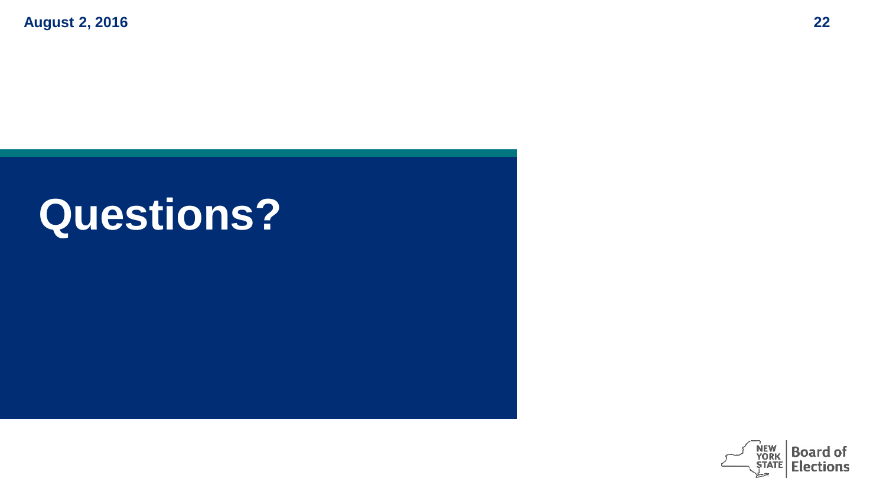# Questions?